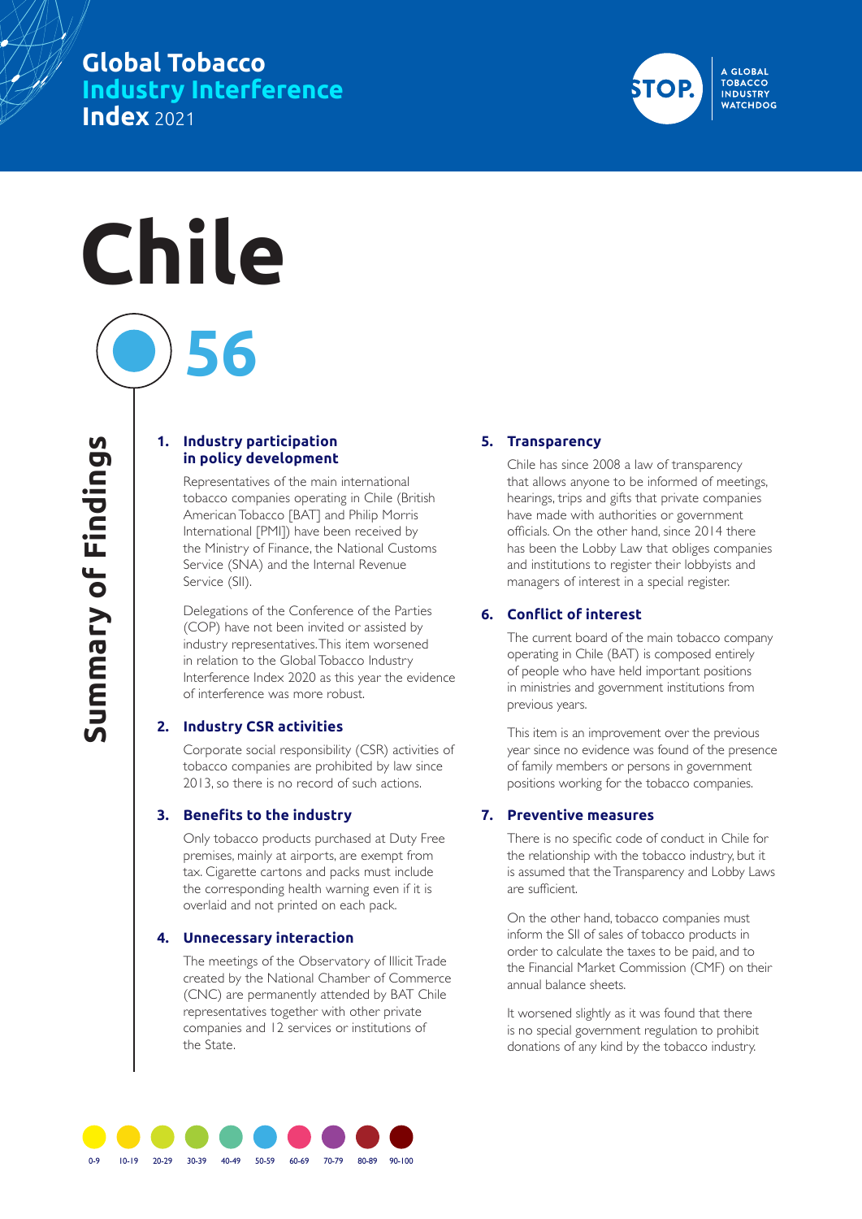# Global Tobacco Industry Interference Index 2021

STOP. A GLOBAL TOBACCO INDUSTRY WATCHDOG

# Chile

## 56

## Summary of Findings

### 1. Industry participation in policy development

Representatives of the main international tobacco companies operating in Chile (British American Tobacco [BAT] and Philip Morris International [PMI]) have been received by the Ministry of Finance, the National Customs Service (SNA) and the Internal Revenue Service (SII).

Delegations of the Conference of the Parties (COP) have not been invited or assisted by industry representatives. This item worsened in relation to the Global Tobacco Industry Interference Index 2020 as this year the evidence of interference was more robust.

### 2. Industry CSR activities

Corporate social responsibility (CSR) activities of tobacco companies are prohibited by law since 2013, so there is no record of such actions.

### 3. Benefits to the industry

Only tobacco products purchased at Duty Free premises, mainly at airports, are exempt from tax. Cigarette cartons and packs must include the corresponding health warning even if it is overlaid and not printed on each pack.

### 4. Unnecessary interaction

The meetings of the Observatory of Illicit Trade created by the National Chamber of Commerce (CNC) are permanently attended by BAT Chile representatives together with other private companies and 12 services or institutions of the State.

### 5. Transparency

Chile has since 2008 a law of transparency that allows anyone to be informed of meetings, hearings, trips and gifts that private companies have made with authorities or government officials. On the other hand, since 2014 there has been the Lobby Law that obliges companies and institutions to register their lobbyists and managers of interest in a special register.

### 6. Conflict of interest

The current board of the main tobacco company operating in Chile (BAT) is composed entirely of people who have held important positions in ministries and government institutions from previous years.

This item is an improvement over the previous year since no evidence was found of the presence of family members or persons in government positions working for the tobacco companies.

### 7. Preventive measures

There is no specific code of conduct in Chile for the relationship with the tobacco industry, but it is assumed that the Transparency and Lobby Laws are sufficient.

On the other hand, tobacco companies must inform the SII of sales of tobacco products in order to calculate the taxes to be paid, and to the Financial Market Commission (CMF) on their annual balance sheets.

It worsened slightly as it was found that there is no special government regulation to prohibit donations of any kind by the tobacco industry.

0-9 | 10-19 | 20-29 | 30-39 | 40-49 | 50-59 | 60-69 | 70-79 | 80-89 | 90-100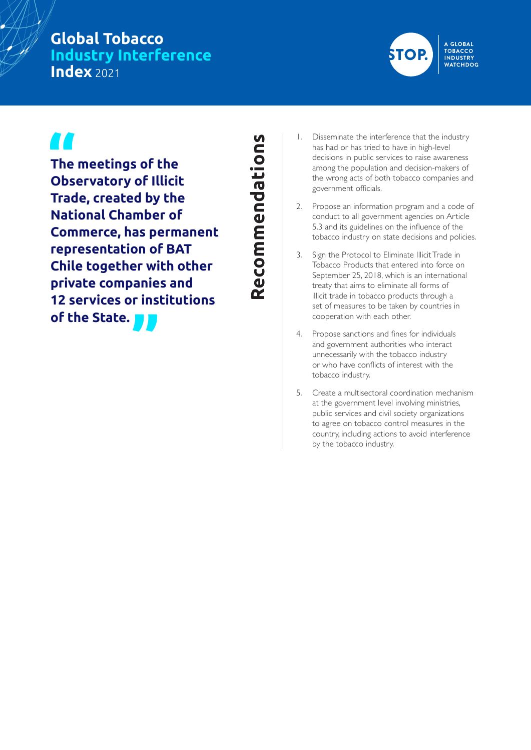> **The meetings of the Observatory of Illicit Trade, created by the National Chamber of Commerce, has permanent representation of BAT Chile together with other private companies and 12 services or institutions of the State.**

## Recommendations

1. Disseminate the interference that the industry has had or has tried to have in high-level decisions in public services to raise awareness among the population and decision-makers of the wrong acts of both tobacco companies and government officials.
2. Propose an information program and a code of conduct to all government agencies on Article 5.3 and its guidelines on the influence of the tobacco industry on state decisions and policies.
3. Sign the Protocol to Eliminate Illicit Trade in Tobacco Products that entered into force on September 25, 2018, which is an international treaty that aims to eliminate all forms of illicit trade in tobacco products through a set of measures to be taken by countries in cooperation with each other.
4. Propose sanctions and fines for individuals and government authorities who interact unnecessarily with the tobacco industry or who have conflicts of interest with the tobacco industry.
5. Create a multisectoral coordination mechanism at the government level involving ministries, public services and civil society organizations to agree on tobacco control measures in the country, including actions to avoid interference by the tobacco industry.